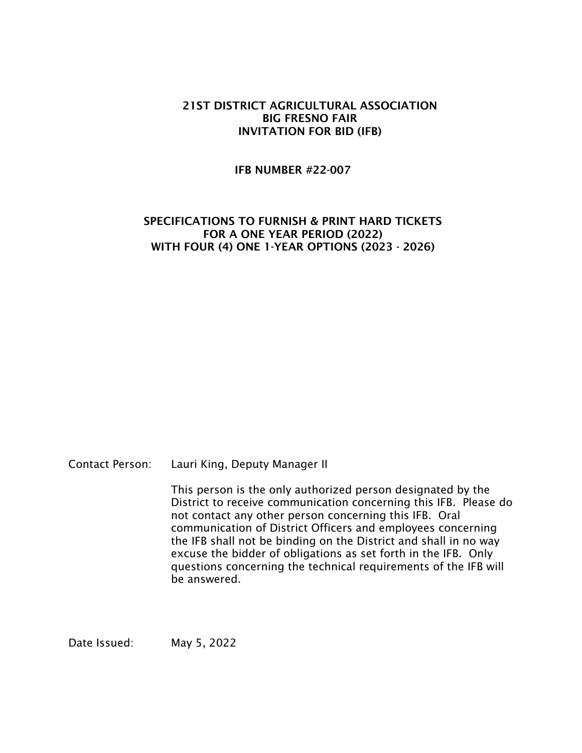# 21ST DISTRICT AGRICULTURAL ASSOCIATION
# BIG FRESNO FAIR
# INVITATION FOR BID (IFB)

## IFB NUMBER #22-007

## SPECIFICATIONS TO FURNISH & PRINT HARD TICKETS FOR A ONE YEAR PERIOD (2022) WITH FOUR (4) ONE 1-YEAR OPTIONS (2023 - 2026)

Contact Person: Lauri King, Deputy Manager II

This person is the only authorized person designated by the District to receive communication concerning this IFB. Please do not contact any other person concerning this IFB. Oral communication of District Officers and employees concerning the IFB shall not be binding on the District and shall in no way excuse the bidder of obligations as set forth in the IFB. Only questions concerning the technical requirements of the IFB will be answered.

Date Issued: May 5, 2022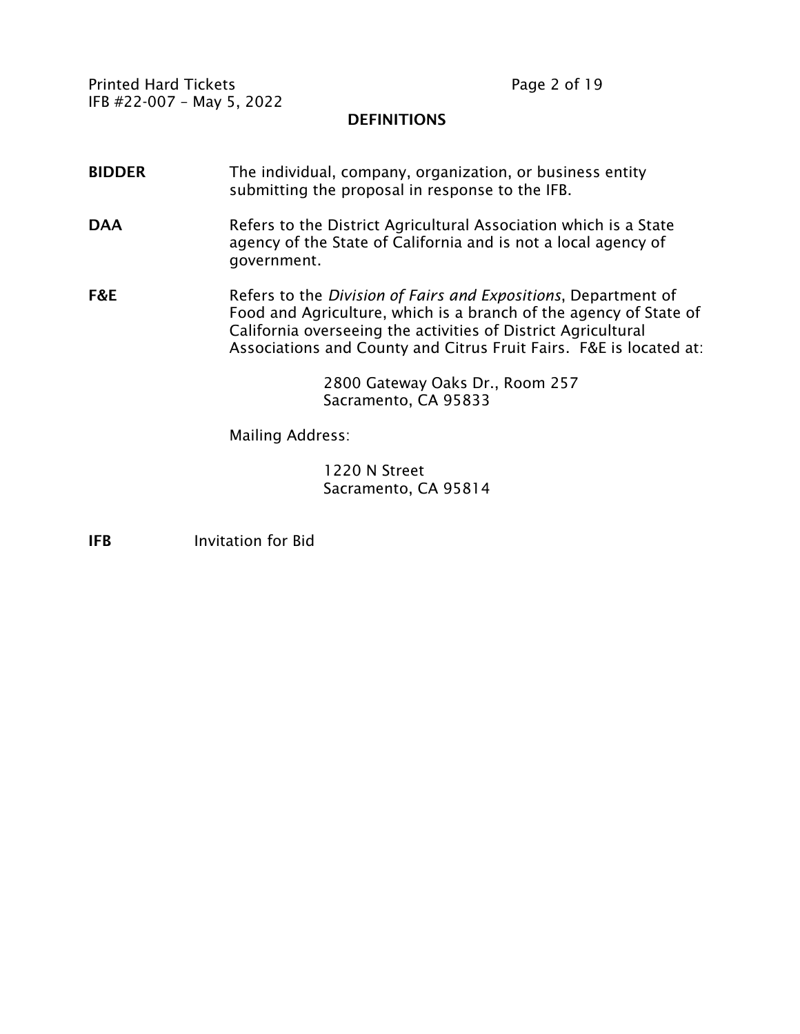## DEFINITIONS

**BIDDER** The individual, company, organization, or business entity submitting the proposal in response to the IFB.

**DAA** Refers to the District Agricultural Association which is a State agency of the State of California and is not a local agency of government.

**F&E** Refers to the *Division of Fairs and Expositions*, Department of Food and Agriculture, which is a branch of the agency of State of California overseeing the activities of District Agricultural Associations and County and Citrus Fruit Fairs. F&E is located at:

2800 Gateway Oaks Dr., Room 257
Sacramento, CA 95833

Mailing Address:

1220 N Street
Sacramento, CA 95814

**IFB** Invitation for Bid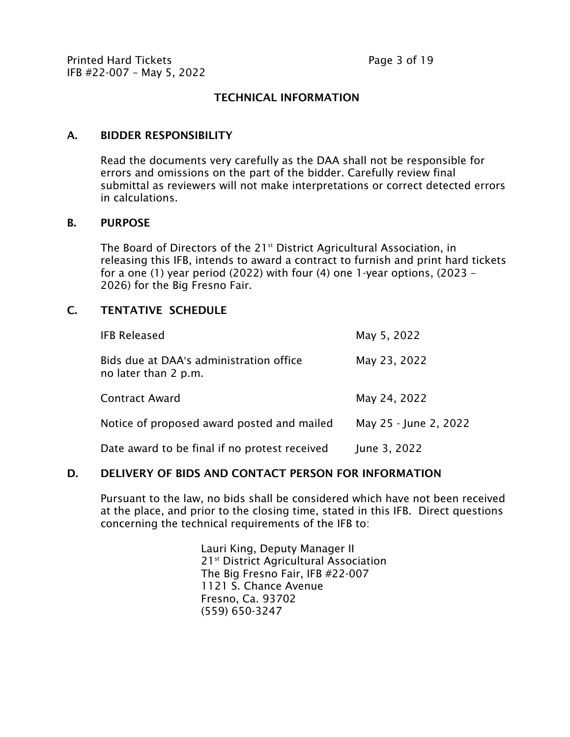## TECHNICAL INFORMATION

### A. BIDDER RESPONSIBILITY

Read the documents very carefully as the DAA shall not be responsible for errors and omissions on the part of the bidder. Carefully review final submittal as reviewers will not make interpretations or correct detected errors in calculations.

### B. PURPOSE

The Board of Directors of the 21st District Agricultural Association, in releasing this IFB, intends to award a contract to furnish and print hard tickets for a one (1) year period (2022) with four (4) one 1-year options, (2023 – 2026) for the Big Fresno Fair.

### C. TENTATIVE SCHEDULE

| | |
|---|---|
| IFB Released | May 5, 2022 |
| Bids due at DAA's administration office no later than 2 p.m. | May 23, 2022 |
| Contract Award | May 24, 2022 |
| Notice of proposed award posted and mailed | May 25 - June 2, 2022 |
| Date award to be final if no protest received | June 3, 2022 |

### D. DELIVERY OF BIDS AND CONTACT PERSON FOR INFORMATION

Pursuant to the law, no bids shall be considered which have not been received at the place, and prior to the closing time, stated in this IFB. Direct questions concerning the technical requirements of the IFB to:

Lauri King, Deputy Manager II
21st District Agricultural Association
The Big Fresno Fair, IFB #22-007
1121 S. Chance Avenue
Fresno, Ca. 93702
(559) 650-3247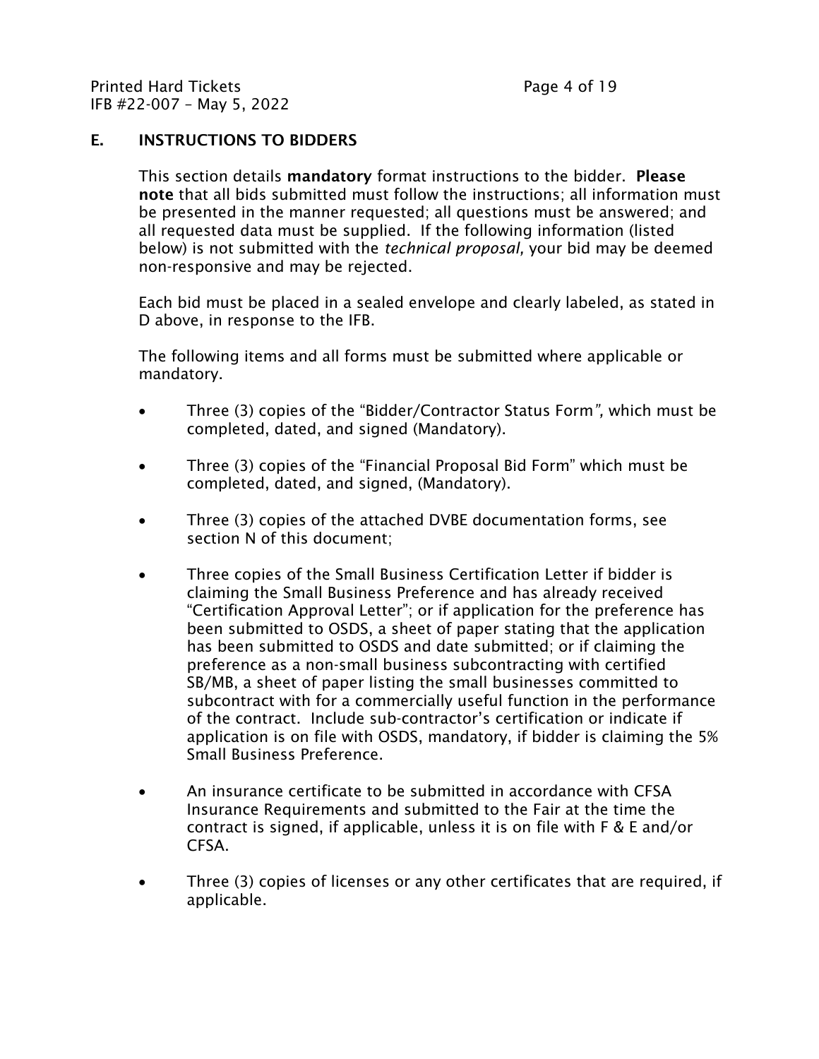## E. INSTRUCTIONS TO BIDDERS

This section details **mandatory** format instructions to the bidder. **Please note** that all bids submitted must follow the instructions; all information must be presented in the manner requested; all questions must be answered; and all requested data must be supplied. If the following information (listed below) is not submitted with the *technical proposal,* your bid may be deemed non-responsive and may be rejected.

Each bid must be placed in a sealed envelope and clearly labeled, as stated in D above, in response to the IFB.

The following items and all forms must be submitted where applicable or mandatory.

- Three (3) copies of the "Bidder/Contractor Status Form", which must be completed, dated, and signed (Mandatory).
- Three (3) copies of the "Financial Proposal Bid Form" which must be completed, dated, and signed, (Mandatory).
- Three (3) copies of the attached DVBE documentation forms, see section N of this document;
- Three copies of the Small Business Certification Letter if bidder is claiming the Small Business Preference and has already received "Certification Approval Letter"; or if application for the preference has been submitted to OSDS, a sheet of paper stating that the application has been submitted to OSDS and date submitted; or if claiming the preference as a non-small business subcontracting with certified SB/MB, a sheet of paper listing the small businesses committed to subcontract with for a commercially useful function in the performance of the contract. Include sub-contractor's certification or indicate if application is on file with OSDS, mandatory, if bidder is claiming the 5% Small Business Preference.
- An insurance certificate to be submitted in accordance with CFSA Insurance Requirements and submitted to the Fair at the time the contract is signed, if applicable, unless it is on file with F & E and/or CFSA.
- Three (3) copies of licenses or any other certificates that are required, if applicable.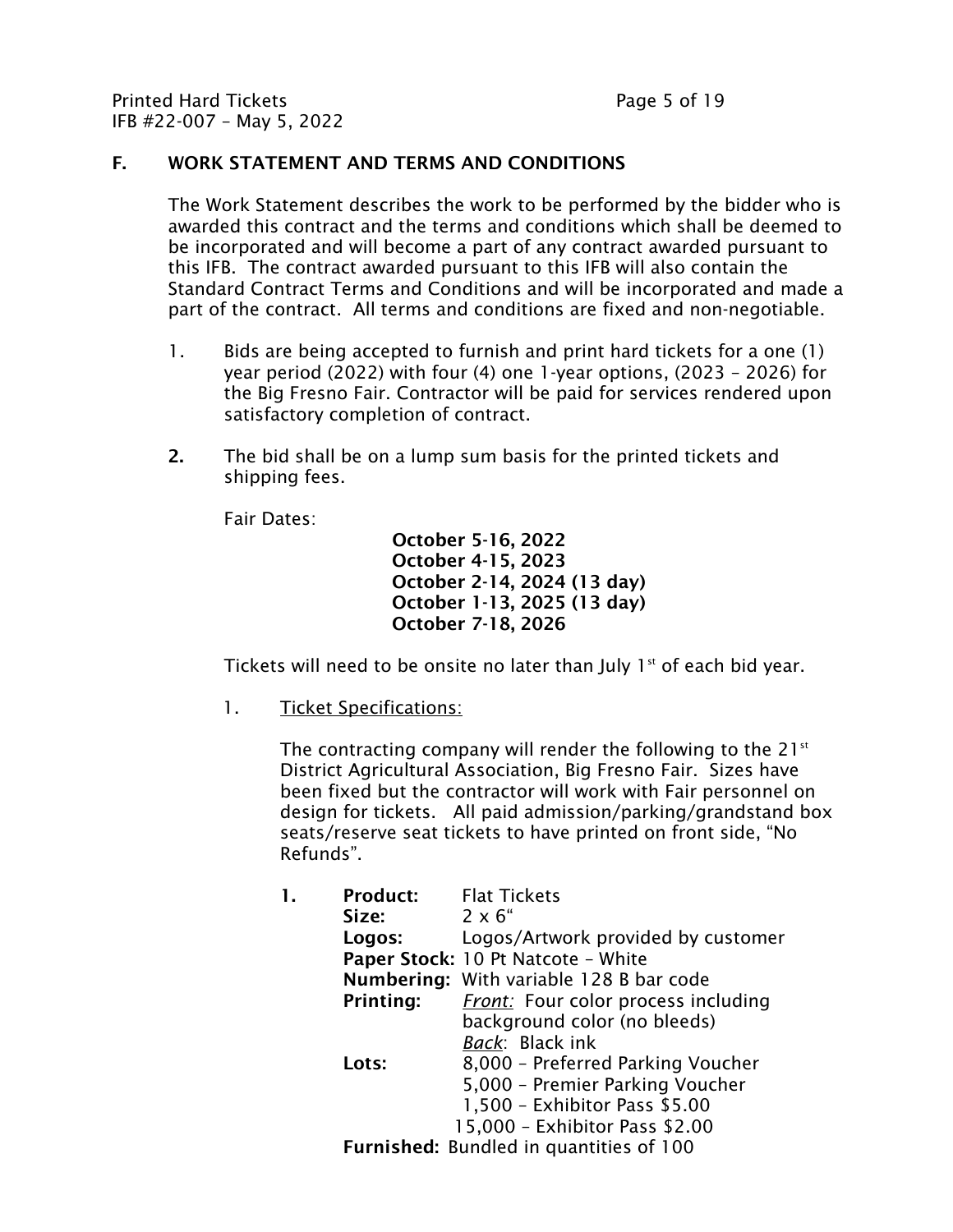## F. WORK STATEMENT AND TERMS AND CONDITIONS

The Work Statement describes the work to be performed by the bidder who is awarded this contract and the terms and conditions which shall be deemed to be incorporated and will become a part of any contract awarded pursuant to this IFB. The contract awarded pursuant to this IFB will also contain the Standard Contract Terms and Conditions and will be incorporated and made a part of the contract. All terms and conditions are fixed and non-negotiable.

1. Bids are being accepted to furnish and print hard tickets for a one (1) year period (2022) with four (4) one 1-year options, (2023 – 2026) for the Big Fresno Fair. Contractor will be paid for services rendered upon satisfactory completion of contract.

2. The bid shall be on a lump sum basis for the printed tickets and shipping fees.

   Fair Dates:

   **October 5-16, 2022**
   **October 4-15, 2023**
   **October 2-14, 2024 (13 day)**
   **October 1-13, 2025 (13 day)**
   **October 7-18, 2026**

   Tickets will need to be onsite no later than July 1st of each bid year.

   1. Ticket Specifications:

      The contracting company will render the following to the 21st District Agricultural Association, Big Fresno Fair. Sizes have been fixed but the contractor will work with Fair personnel on design for tickets. All paid admission/parking/grandstand box seats/reserve seat tickets to have printed on front side, "No Refunds".

      **1.** **Product:** Flat Tickets
      **Size:** 2 x 6"
      **Logos:** Logos/Artwork provided by customer
      **Paper Stock:** 10 Pt Natcote – White
      **Numbering:** With variable 128 B bar code
      **Printing:** *Front:* Four color process including background color (no bleeds)
      *Back*: Black ink
      **Lots:** 8,000 – Preferred Parking Voucher
      5,000 – Premier Parking Voucher
      1,500 – Exhibitor Pass $5.00
      15,000 – Exhibitor Pass $2.00
      **Furnished:** Bundled in quantities of 100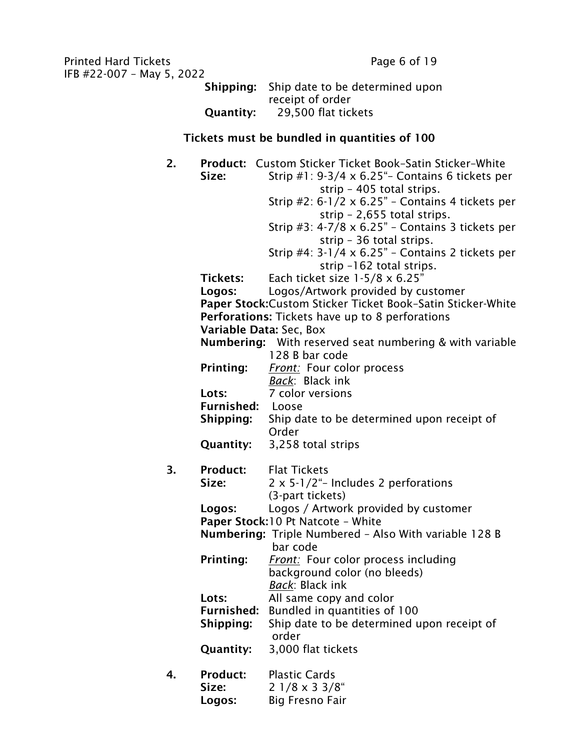**Shipping:** Ship date to be determined upon receipt of order
**Quantity:** 29,500 flat tickets

**Tickets must be bundled in quantities of 100**

2. **Product:** Custom Sticker Ticket Book–Satin Sticker–White
   **Size:** Strip #1: 9-3/4 x 6.25"– Contains 6 tickets per strip – 405 total strips.
   Strip #2: 6-1/2 x 6.25" – Contains 4 tickets per strip – 2,655 total strips.
   Strip #3: 4-7/8 x 6.25" – Contains 3 tickets per strip – 36 total strips.
   Strip #4: 3-1/4 x 6.25" – Contains 2 tickets per strip –162 total strips.
   **Tickets:** Each ticket size 1-5/8 x 6.25"
   **Logos:** Logos/Artwork provided by customer
   **Paper Stock:** Custom Sticker Ticket Book–Satin Sticker-White
   **Perforations:** Tickets have up to 8 perforations
   **Variable Data:** Sec, Box
   **Numbering:** With reserved seat numbering & with variable 128 B bar code
   **Printing:** *Front:* Four color process
   *Back*: Black ink
   **Lots:** 7 color versions
   **Furnished:** Loose
   **Shipping:** Ship date to be determined upon receipt of Order
   **Quantity:** 3,258 total strips

3. **Product:** Flat Tickets
   **Size:** 2 x 5-1/2"– Includes 2 perforations (3-part tickets)
   **Logos:** Logos / Artwork provided by customer
   **Paper Stock:** 10 Pt Natcote – White
   **Numbering:** Triple Numbered – Also With variable 128 B bar code
   **Printing:** *Front:* Four color process including background color (no bleeds)
   *Back*: Black ink
   **Lots:** All same copy and color
   **Furnished:** Bundled in quantities of 100
   **Shipping:** Ship date to be determined upon receipt of order
   **Quantity:** 3,000 flat tickets

4. **Product:** Plastic Cards
   **Size:** 2 1/8 x 3 3/8"
   **Logos:** Big Fresno Fair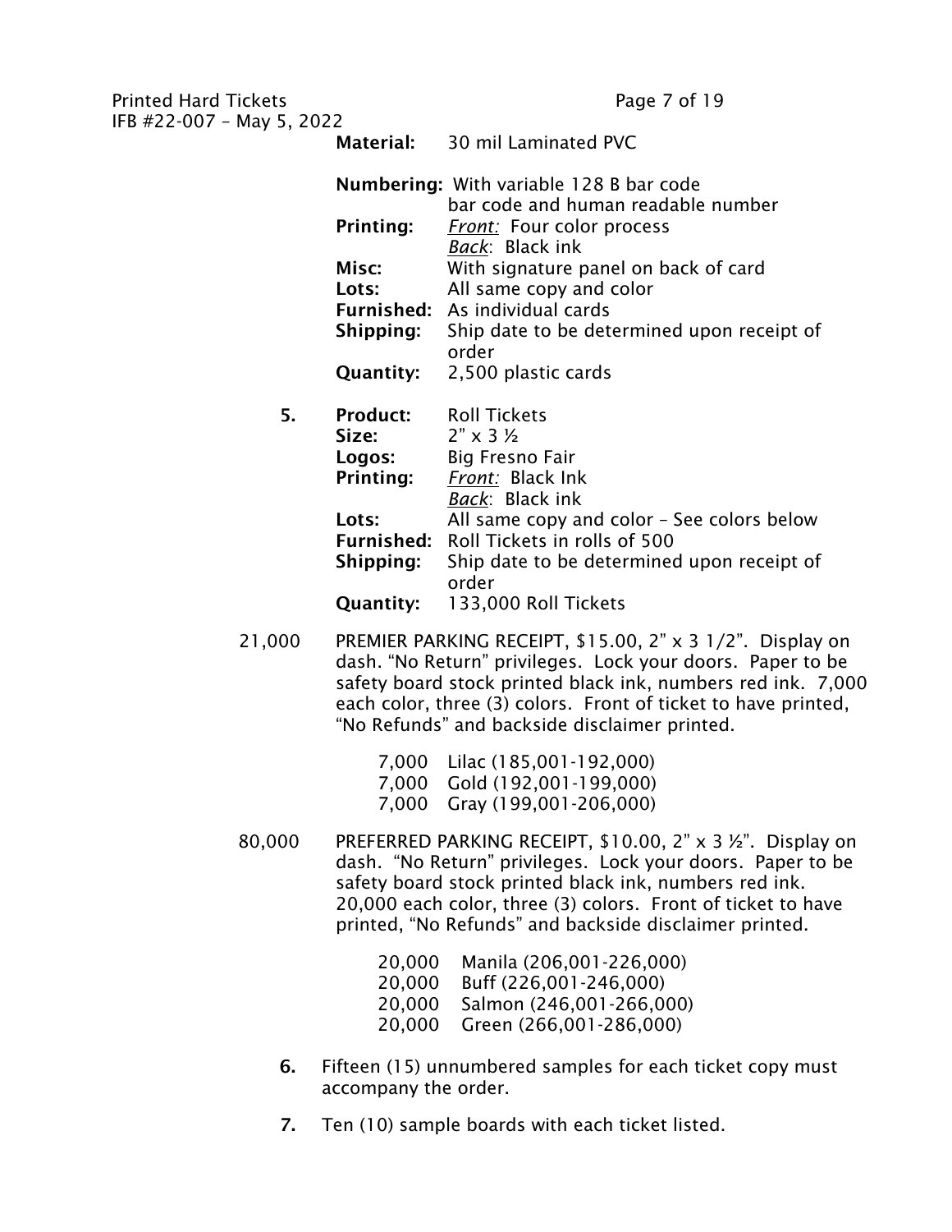**Material:** 30 mil Laminated PVC

**Numbering:** With variable 128 B bar code bar code and human readable number
**Printing:** *Front:* Four color process
*Back*: Black ink
**Misc:** With signature panel on back of card
**Lots:** All same copy and color
**Furnished:** As individual cards
**Shipping:** Ship date to be determined upon receipt of order
**Quantity:** 2,500 plastic cards

5. **Product:** Roll Tickets
**Size:** 2" x 3 ½
**Logos:** Big Fresno Fair
**Printing:** *Front:* Black Ink
*Back*: Black ink
**Lots:** All same copy and color – See colors below
**Furnished:** Roll Tickets in rolls of 500
**Shipping:** Ship date to be determined upon receipt of order
**Quantity:** 133,000 Roll Tickets

21,000 PREMIER PARKING RECEIPT, $15.00, 2" x 3 1/2". Display on dash. "No Return" privileges. Lock your doors. Paper to be safety board stock printed black ink, numbers red ink. 7,000 each color, three (3) colors. Front of ticket to have printed, "No Refunds" and backside disclaimer printed.

- 7,000 Lilac (185,001-192,000)
- 7,000 Gold (192,001-199,000)
- 7,000 Gray (199,001-206,000)

80,000 PREFERRED PARKING RECEIPT, $10.00, 2" x 3 ½". Display on dash. "No Return" privileges. Lock your doors. Paper to be safety board stock printed black ink, numbers red ink. 20,000 each color, three (3) colors. Front of ticket to have printed, "No Refunds" and backside disclaimer printed.

- 20,000 Manila (206,001-226,000)
- 20,000 Buff (226,001-246,000)
- 20,000 Salmon (246,001-266,000)
- 20,000 Green (266,001-286,000)

6. Fifteen (15) unnumbered samples for each ticket copy must accompany the order.

7. Ten (10) sample boards with each ticket listed.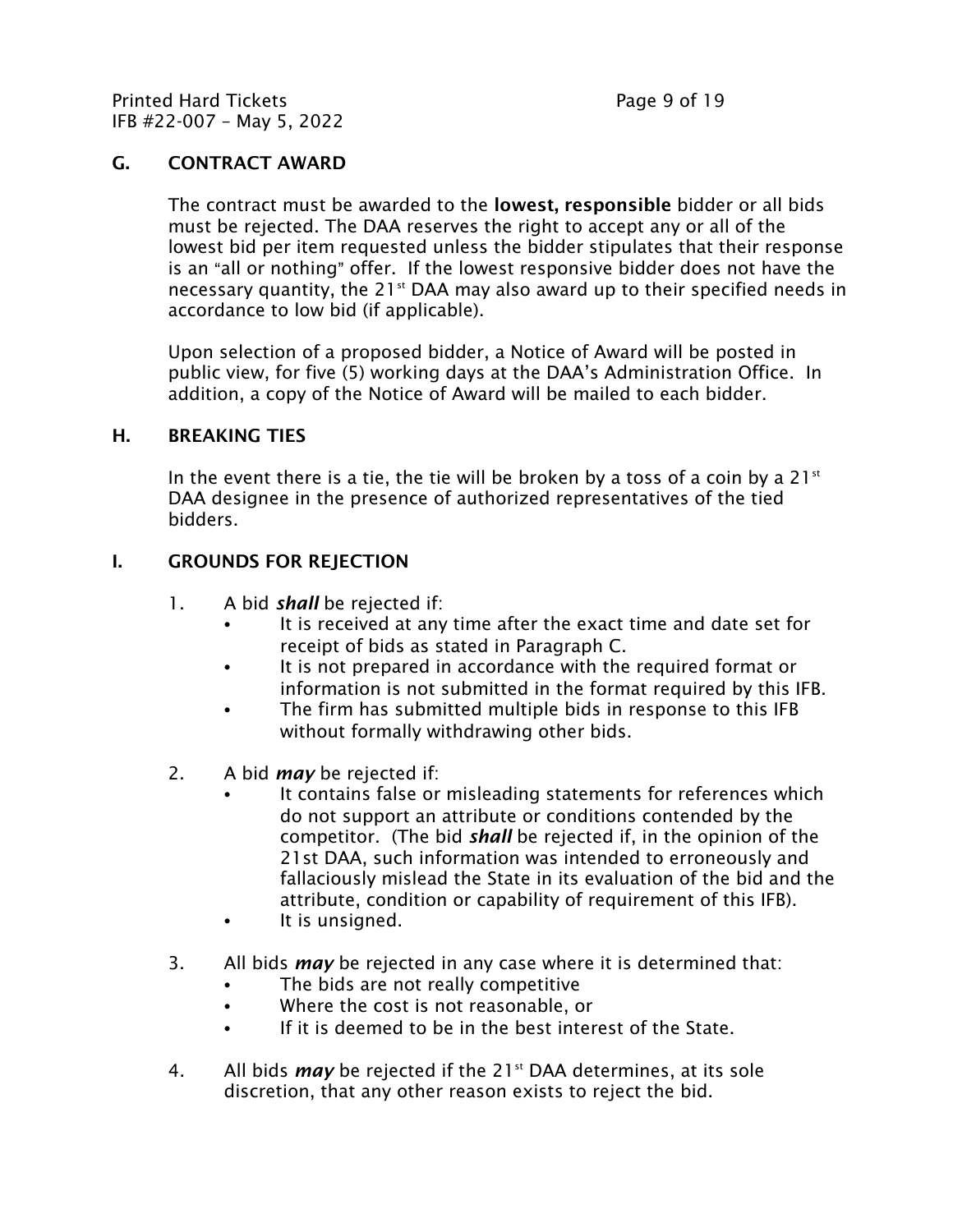## G. CONTRACT AWARD

The contract must be awarded to the **lowest, responsible** bidder or all bids must be rejected. The DAA reserves the right to accept any or all of the lowest bid per item requested unless the bidder stipulates that their response is an "all or nothing" offer. If the lowest responsive bidder does not have the necessary quantity, the 21st DAA may also award up to their specified needs in accordance to low bid (if applicable).

Upon selection of a proposed bidder, a Notice of Award will be posted in public view, for five (5) working days at the DAA's Administration Office. In addition, a copy of the Notice of Award will be mailed to each bidder.

## H. BREAKING TIES

In the event there is a tie, the tie will be broken by a toss of a coin by a 21st DAA designee in the presence of authorized representatives of the tied bidders.

## I. GROUNDS FOR REJECTION

1. A bid ***shall*** be rejected if:
   - It is received at any time after the exact time and date set for receipt of bids as stated in Paragraph C.
   - It is not prepared in accordance with the required format or information is not submitted in the format required by this IFB.
   - The firm has submitted multiple bids in response to this IFB without formally withdrawing other bids.

2. A bid ***may*** be rejected if:
   - It contains false or misleading statements for references which do not support an attribute or conditions contended by the competitor. (The bid ***shall*** be rejected if, in the opinion of the 21st DAA, such information was intended to erroneously and fallaciously mislead the State in its evaluation of the bid and the attribute, condition or capability of requirement of this IFB).
   - It is unsigned.

3. All bids ***may*** be rejected in any case where it is determined that:
   - The bids are not really competitive
   - Where the cost is not reasonable, or
   - If it is deemed to be in the best interest of the State.

4. All bids ***may*** be rejected if the 21st DAA determines, at its sole discretion, that any other reason exists to reject the bid.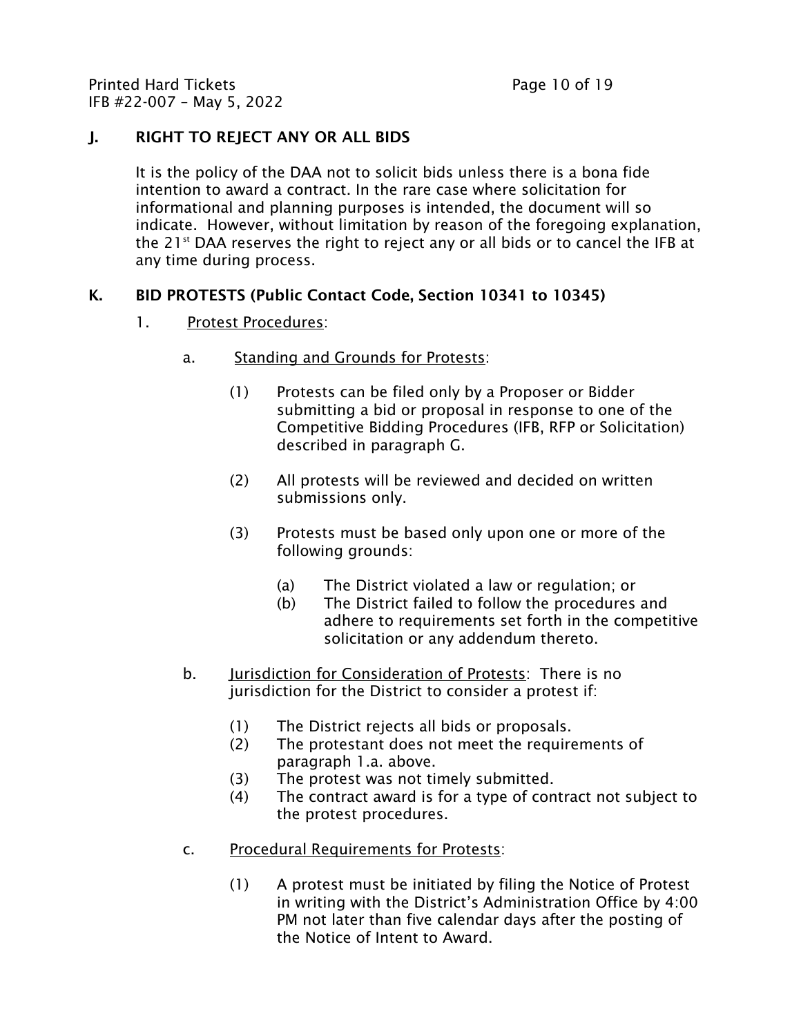## J. RIGHT TO REJECT ANY OR ALL BIDS

It is the policy of the DAA not to solicit bids unless there is a bona fide intention to award a contract. In the rare case where solicitation for informational and planning purposes is intended, the document will so indicate. However, without limitation by reason of the foregoing explanation, the 21st DAA reserves the right to reject any or all bids or to cancel the IFB at any time during process.

## K. BID PROTESTS (Public Contact Code, Section 10341 to 10345)

1. Protest Procedures:

   a. Standing and Grounds for Protests:

      (1) Protests can be filed only by a Proposer or Bidder submitting a bid or proposal in response to one of the Competitive Bidding Procedures (IFB, RFP or Solicitation) described in paragraph G.

      (2) All protests will be reviewed and decided on written submissions only.

      (3) Protests must be based only upon one or more of the following grounds:

         (a) The District violated a law or regulation; or
         (b) The District failed to follow the procedures and adhere to requirements set forth in the competitive solicitation or any addendum thereto.

   b. Jurisdiction for Consideration of Protests: There is no jurisdiction for the District to consider a protest if:

      (1) The District rejects all bids or proposals.
      (2) The protestant does not meet the requirements of paragraph 1.a. above.
      (3) The protest was not timely submitted.
      (4) The contract award is for a type of contract not subject to the protest procedures.

   c. Procedural Requirements for Protests:

      (1) A protest must be initiated by filing the Notice of Protest in writing with the District's Administration Office by 4:00 PM not later than five calendar days after the posting of the Notice of Intent to Award.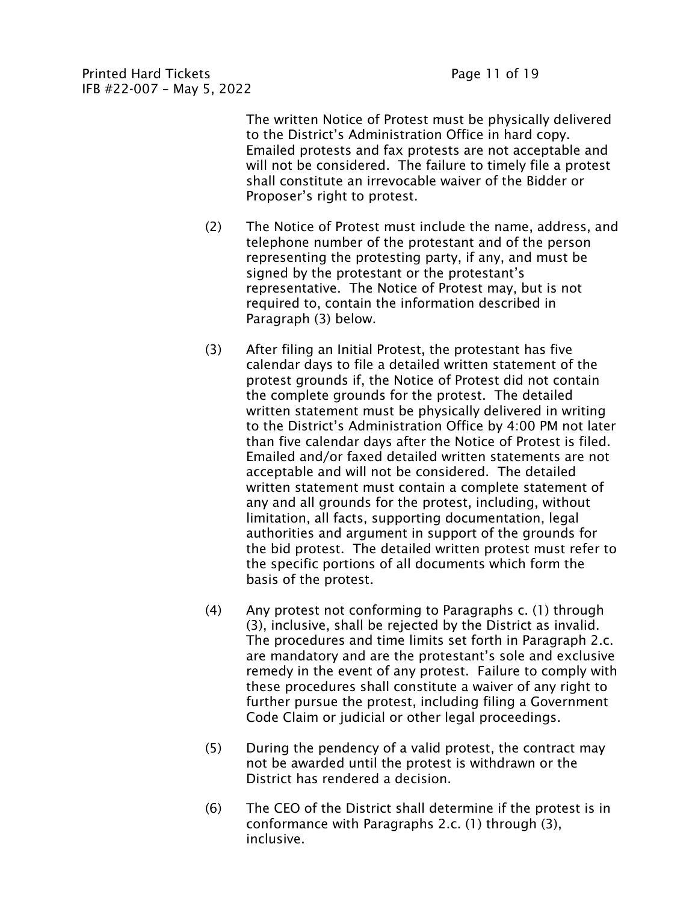The written Notice of Protest must be physically delivered to the District's Administration Office in hard copy. Emailed protests and fax protests are not acceptable and will not be considered. The failure to timely file a protest shall constitute an irrevocable waiver of the Bidder or Proposer's right to protest.

(2) The Notice of Protest must include the name, address, and telephone number of the protestant and of the person representing the protesting party, if any, and must be signed by the protestant or the protestant's representative. The Notice of Protest may, but is not required to, contain the information described in Paragraph (3) below.

(3) After filing an Initial Protest, the protestant has five calendar days to file a detailed written statement of the protest grounds if, the Notice of Protest did not contain the complete grounds for the protest. The detailed written statement must be physically delivered in writing to the District's Administration Office by 4:00 PM not later than five calendar days after the Notice of Protest is filed. Emailed and/or faxed detailed written statements are not acceptable and will not be considered. The detailed written statement must contain a complete statement of any and all grounds for the protest, including, without limitation, all facts, supporting documentation, legal authorities and argument in support of the grounds for the bid protest. The detailed written protest must refer to the specific portions of all documents which form the basis of the protest.

(4) Any protest not conforming to Paragraphs c. (1) through (3), inclusive, shall be rejected by the District as invalid. The procedures and time limits set forth in Paragraph 2.c. are mandatory and are the protestant's sole and exclusive remedy in the event of any protest. Failure to comply with these procedures shall constitute a waiver of any right to further pursue the protest, including filing a Government Code Claim or judicial or other legal proceedings.

(5) During the pendency of a valid protest, the contract may not be awarded until the protest is withdrawn or the District has rendered a decision.

(6) The CEO of the District shall determine if the protest is in conformance with Paragraphs 2.c. (1) through (3), inclusive.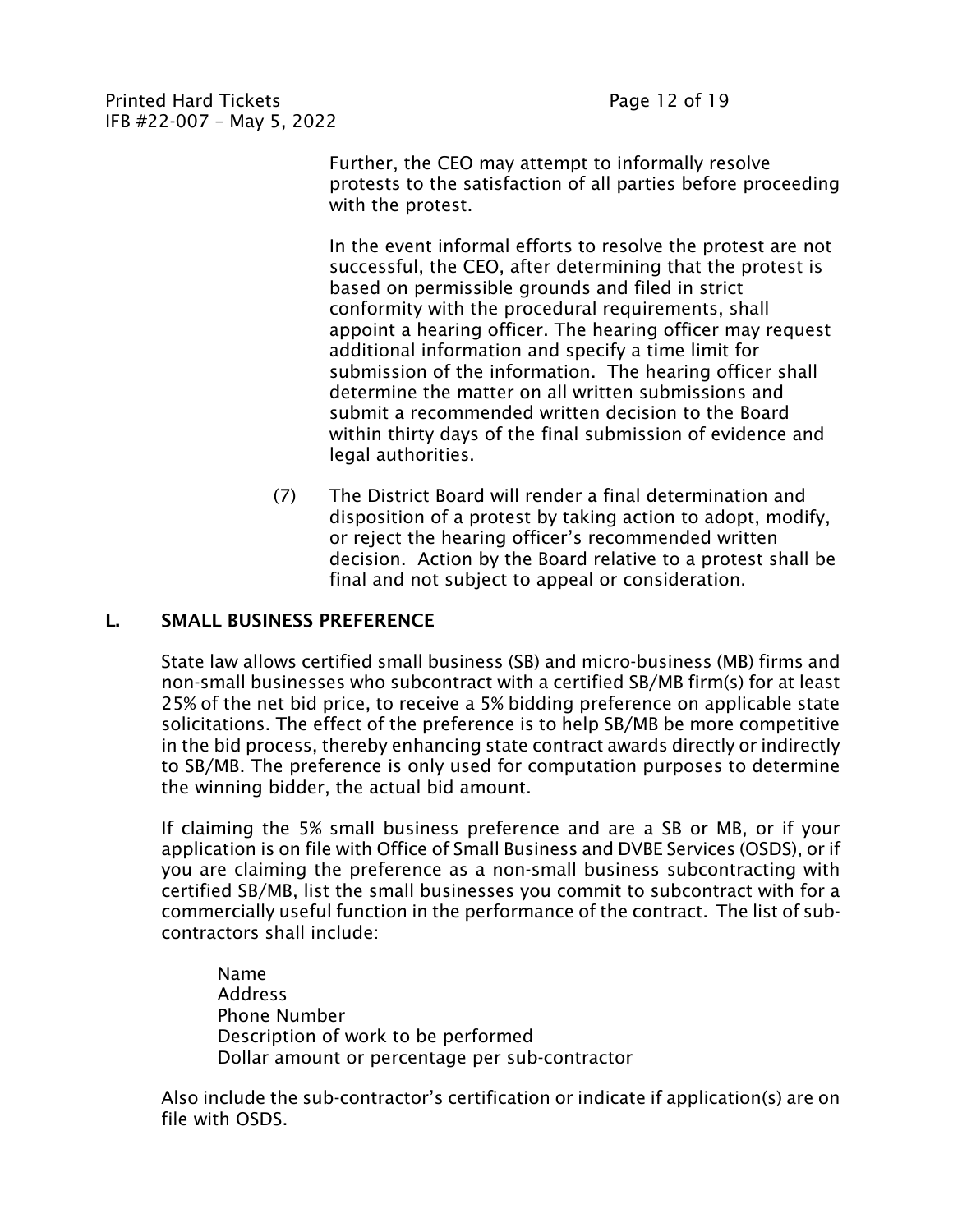Further, the CEO may attempt to informally resolve protests to the satisfaction of all parties before proceeding with the protest.

In the event informal efforts to resolve the protest are not successful, the CEO, after determining that the protest is based on permissible grounds and filed in strict conformity with the procedural requirements, shall appoint a hearing officer. The hearing officer may request additional information and specify a time limit for submission of the information. The hearing officer shall determine the matter on all written submissions and submit a recommended written decision to the Board within thirty days of the final submission of evidence and legal authorities.

(7) The District Board will render a final determination and disposition of a protest by taking action to adopt, modify, or reject the hearing officer's recommended written decision. Action by the Board relative to a protest shall be final and not subject to appeal or consideration.

## L. SMALL BUSINESS PREFERENCE

State law allows certified small business (SB) and micro-business (MB) firms and non-small businesses who subcontract with a certified SB/MB firm(s) for at least 25% of the net bid price, to receive a 5% bidding preference on applicable state solicitations. The effect of the preference is to help SB/MB be more competitive in the bid process, thereby enhancing state contract awards directly or indirectly to SB/MB. The preference is only used for computation purposes to determine the winning bidder, the actual bid amount.

If claiming the 5% small business preference and are a SB or MB, or if your application is on file with Office of Small Business and DVBE Services (OSDS), or if you are claiming the preference as a non-small business subcontracting with certified SB/MB, list the small businesses you commit to subcontract with for a commercially useful function in the performance of the contract. The list of sub-contractors shall include:

Name
Address
Phone Number
Description of work to be performed
Dollar amount or percentage per sub-contractor

Also include the sub-contractor's certification or indicate if application(s) are on file with OSDS.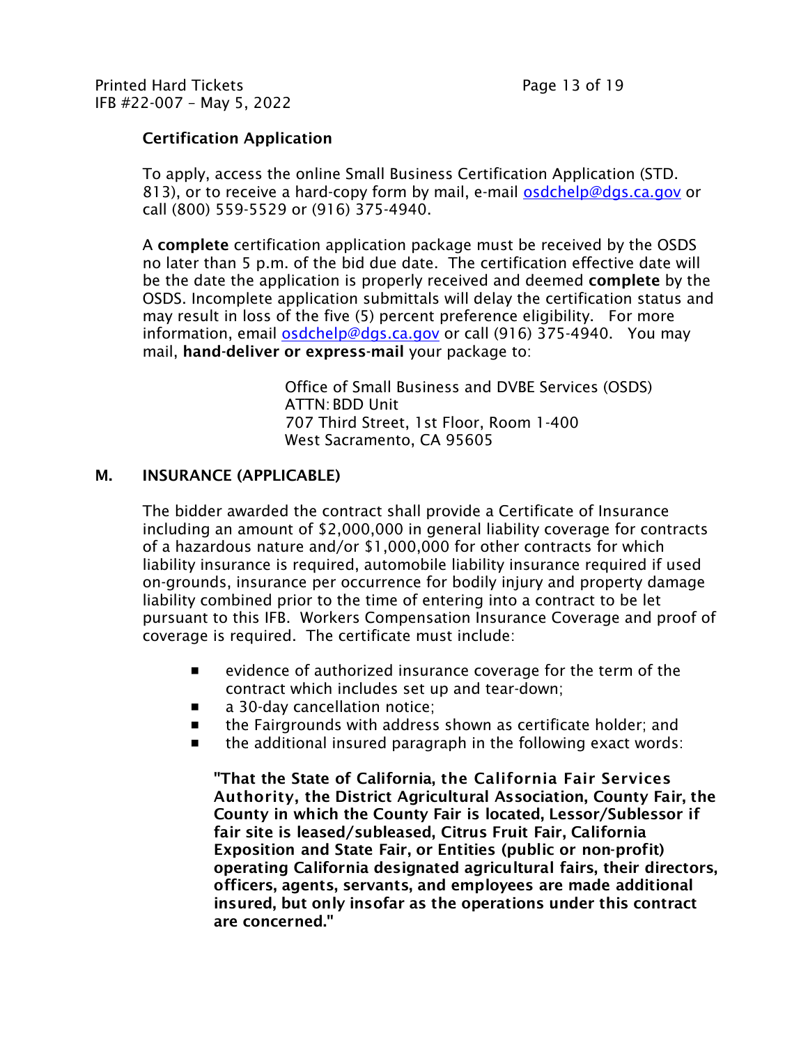**Certification Application**

To apply, access the online Small Business Certification Application (STD. 813), or to receive a hard-copy form by mail, e-mail osdchelp@dgs.ca.gov or call (800) 559-5529 or (916) 375-4940.

A **complete** certification application package must be received by the OSDS no later than 5 p.m. of the bid due date. The certification effective date will be the date the application is properly received and deemed **complete** by the OSDS. Incomplete application submittals will delay the certification status and may result in loss of the five (5) percent preference eligibility. For more information, email osdchelp@dgs.ca.gov or call (916) 375-4940. You may mail, **hand-deliver or express-mail** your package to:

Office of Small Business and DVBE Services (OSDS)
ATTN: BDD Unit
707 Third Street, 1st Floor, Room 1-400
West Sacramento, CA 95605

## M. INSURANCE (APPLICABLE)

The bidder awarded the contract shall provide a Certificate of Insurance including an amount of $2,000,000 in general liability coverage for contracts of a hazardous nature and/or $1,000,000 for other contracts for which liability insurance is required, automobile liability insurance required if used on-grounds, insurance per occurrence for bodily injury and property damage liability combined prior to the time of entering into a contract to be let pursuant to this IFB. Workers Compensation Insurance Coverage and proof of coverage is required. The certificate must include:

- evidence of authorized insurance coverage for the term of the contract which includes set up and tear-down;
- a 30-day cancellation notice;
- the Fairgrounds with address shown as certificate holder; and
- the additional insured paragraph in the following exact words:

**"That the State of California, the California Fair Services Authority, the District Agricultural Association, County Fair, the County in which the County Fair is located, Lessor/Sublessor if fair site is leased/subleased, Citrus Fruit Fair, California Exposition and State Fair, or Entities (public or non-profit) operating California designated agricultural fairs, their directors, officers, agents, servants, and employees are made additional insured, but only insofar as the operations under this contract are concerned."**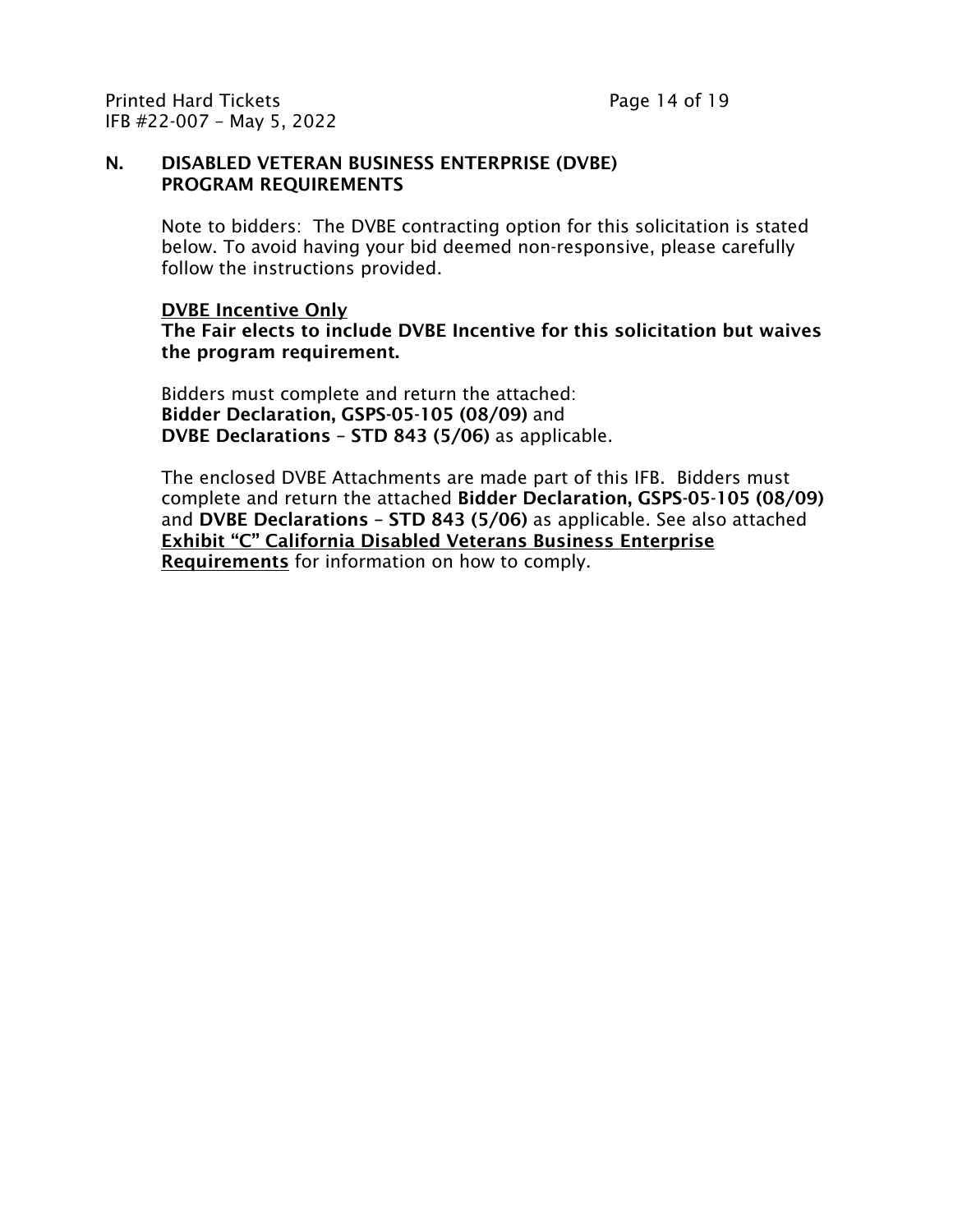## N. DISABLED VETERAN BUSINESS ENTERPRISE (DVBE) PROGRAM REQUIREMENTS

Note to bidders: The DVBE contracting option for this solicitation is stated below. To avoid having your bid deemed non-responsive, please carefully follow the instructions provided.

**DVBE Incentive Only**

**The Fair elects to include DVBE Incentive for this solicitation but waives the program requirement.**

Bidders must complete and return the attached:
**Bidder Declaration, GSPS-05-105 (08/09)** and
**DVBE Declarations – STD 843 (5/06)** as applicable.

The enclosed DVBE Attachments are made part of this IFB. Bidders must complete and return the attached **Bidder Declaration, GSPS-05-105 (08/09)** and **DVBE Declarations – STD 843 (5/06)** as applicable. See also attached **Exhibit "C" California Disabled Veterans Business Enterprise Requirements** for information on how to comply.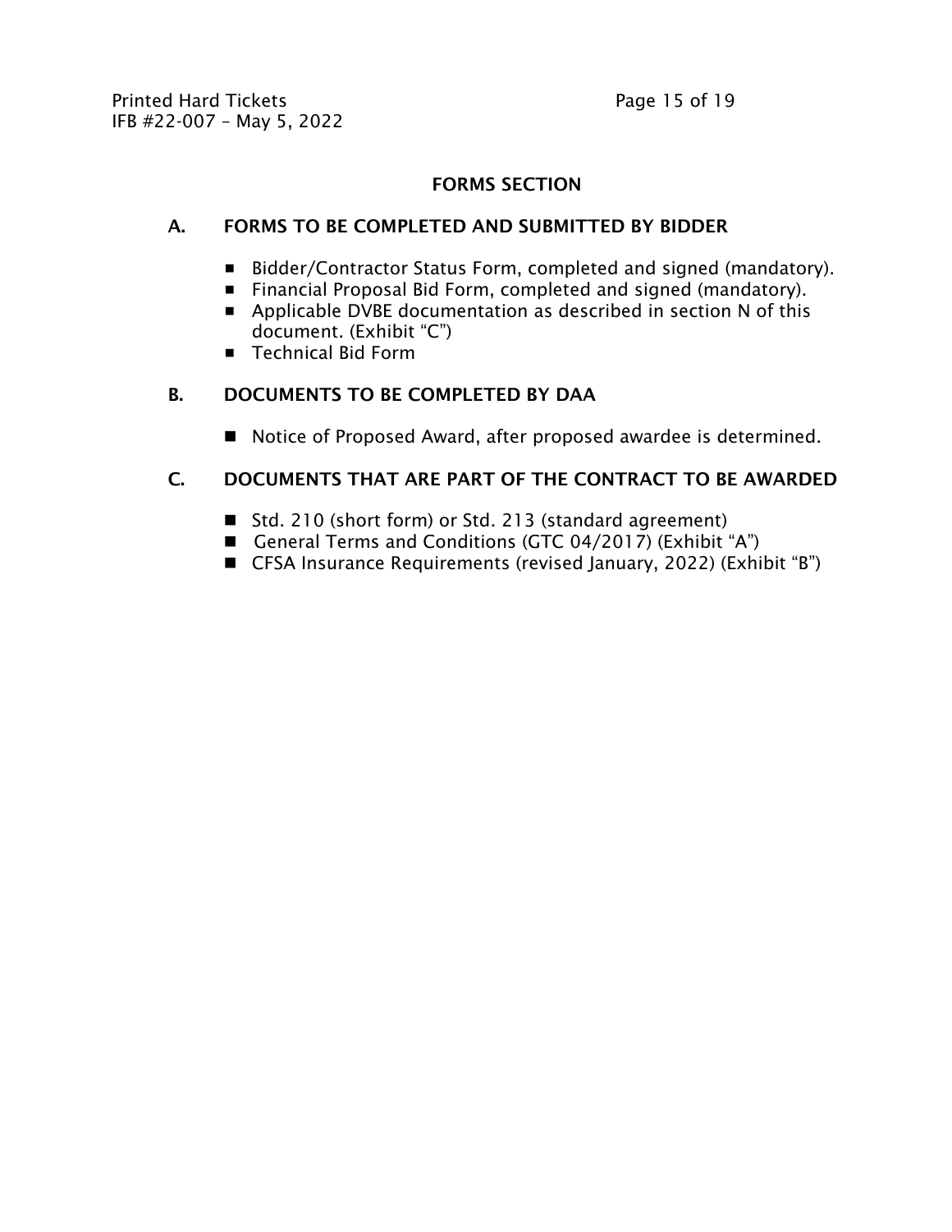## FORMS SECTION

### A. FORMS TO BE COMPLETED AND SUBMITTED BY BIDDER

- Bidder/Contractor Status Form, completed and signed (mandatory).
- Financial Proposal Bid Form, completed and signed (mandatory).
- Applicable DVBE documentation as described in section N of this document. (Exhibit "C")
- Technical Bid Form

### B. DOCUMENTS TO BE COMPLETED BY DAA

- Notice of Proposed Award, after proposed awardee is determined.

### C. DOCUMENTS THAT ARE PART OF THE CONTRACT TO BE AWARDED

- Std. 210 (short form) or Std. 213 (standard agreement)
- General Terms and Conditions (GTC 04/2017) (Exhibit "A")
- CFSA Insurance Requirements (revised January, 2022) (Exhibit "B")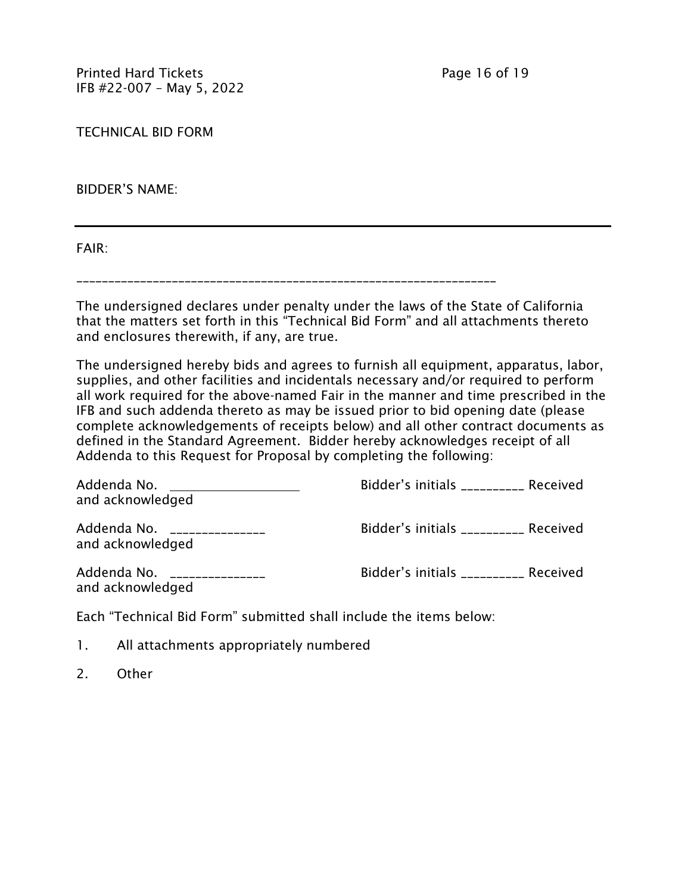TECHNICAL BID FORM

BIDDER'S NAME:

---

FAIR:

_______________________________________________________________

The undersigned declares under penalty under the laws of the State of California that the matters set forth in this "Technical Bid Form" and all attachments thereto and enclosures therewith, if any, are true.

The undersigned hereby bids and agrees to furnish all equipment, apparatus, labor, supplies, and other facilities and incidentals necessary and/or required to perform all work required for the above-named Fair in the manner and time prescribed in the IFB and such addenda thereto as may be issued prior to bid opening date (please complete acknowledgements of receipts below) and all other contract documents as defined in the Standard Agreement. Bidder hereby acknowledges receipt of all Addenda to this Request for Proposal by completing the following:

Addenda No. ______________ Bidder's initials __________ Received and acknowledged

Addenda No. ______________ Bidder's initials __________ Received and acknowledged

Addenda No. ______________ Bidder's initials __________ Received and acknowledged

Each "Technical Bid Form" submitted shall include the items below:

1. All attachments appropriately numbered
2. Other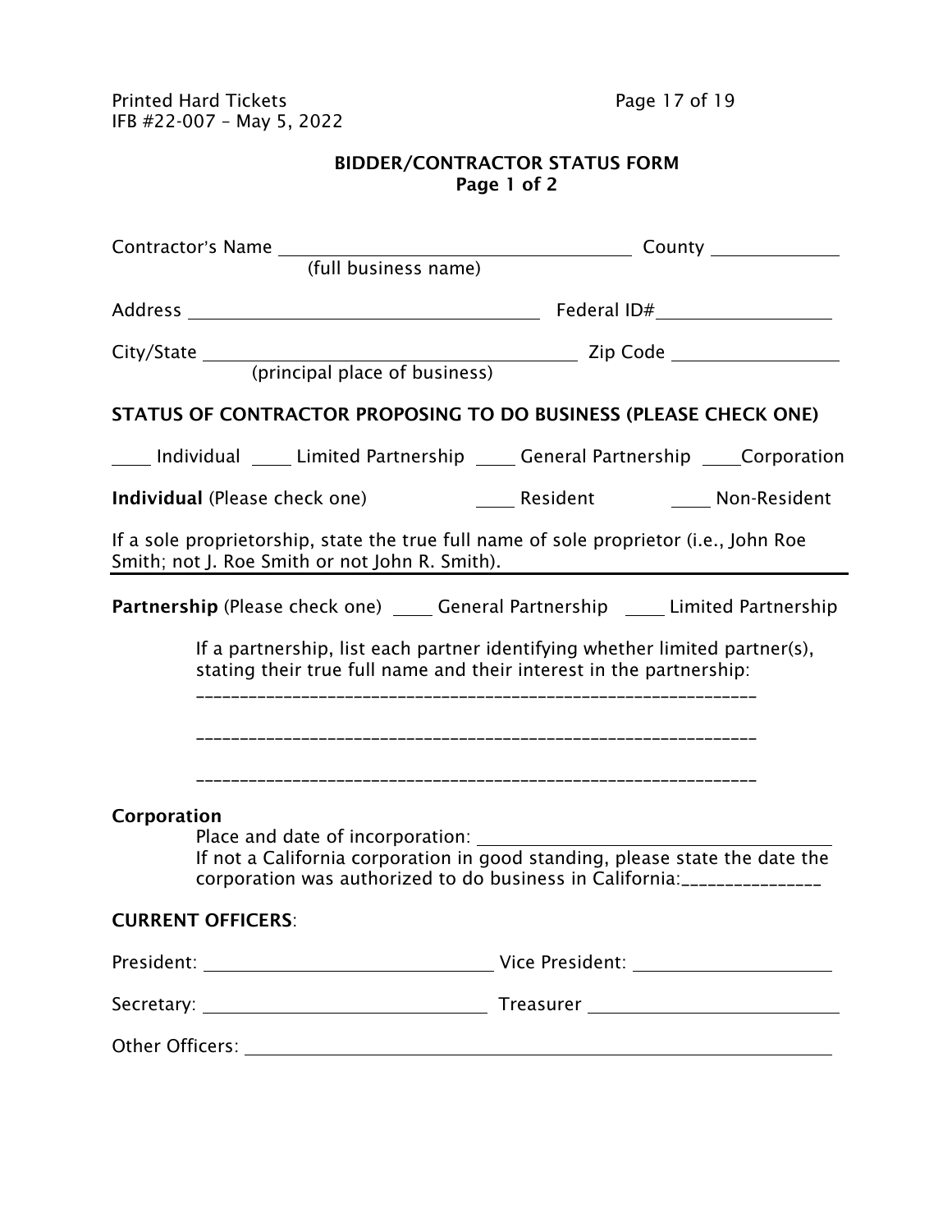Printed Hard Tickets
IFB #22-007 – May 5, 2022

## BIDDER/CONTRACTOR STATUS FORM
## Page 1 of 2

Contractor's Name ________________________________ County ____________
(full business name)

Address ________________________________ Federal ID#________________

City/State ________________________________ Zip Code ________________
(principal place of business)

**STATUS OF CONTRACTOR PROPOSING TO DO BUSINESS (PLEASE CHECK ONE)**

____ Individual ____ Limited Partnership ____ General Partnership ____Corporation

**Individual** (Please check one) ____ Resident ____ Non-Resident

If a sole proprietorship, state the true full name of sole proprietor (i.e., John Roe Smith; not J. Roe Smith or not John R. Smith).

---

**Partnership** (Please check one) ____ General Partnership ____ Limited Partnership

If a partnership, list each partner identifying whether limited partner(s), stating their true full name and their interest in the partnership:

_______________________________________________________________

_______________________________________________________________

_______________________________________________________________

**Corporation**

Place and date of incorporation: ________________________________

If not a California corporation in good standing, please state the date the corporation was authorized to do business in California:_______________

**CURRENT OFFICERS**:

President: ____________________________ Vice President: ____________________

Secretary: ____________________________ Treasurer ________________________

Other Officers: ____________________________________________________________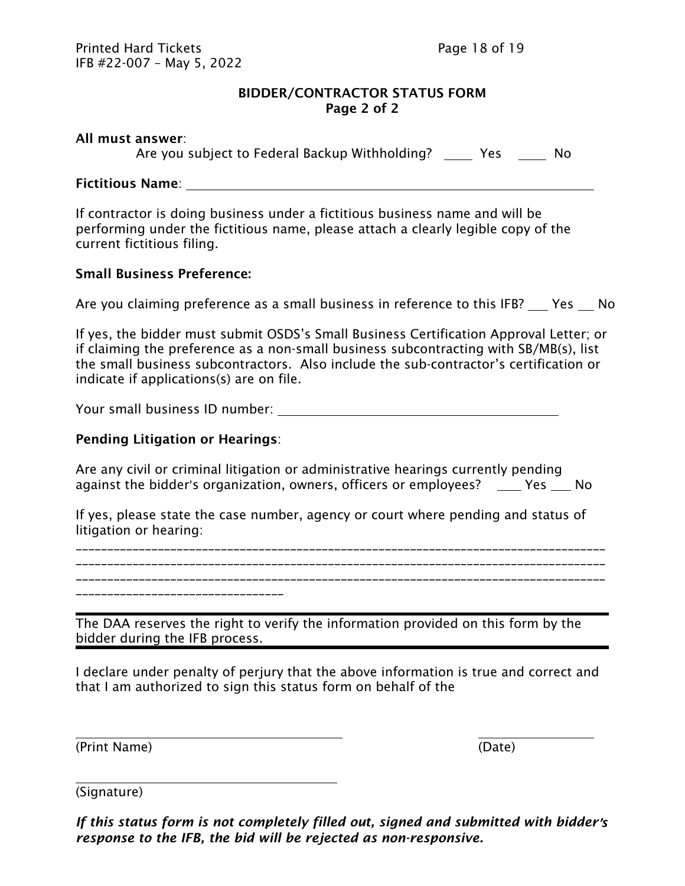## BIDDER/CONTRACTOR STATUS FORM
**Page 2 of 2**

**All must answer**:

Are you subject to Federal Backup Withholding? ____ Yes ____ No

**Fictitious Name**: ______________________________________________

If contractor is doing business under a fictitious business name and will be performing under the fictitious name, please attach a clearly legible copy of the current fictitious filing.

**Small Business Preference:**

Are you claiming preference as a small business in reference to this IFB? ___ Yes ___ No

If yes, the bidder must submit OSDS's Small Business Certification Approval Letter; or if claiming the preference as a non-small business subcontracting with SB/MB(s), list the small business subcontractors. Also include the sub-contractor's certification or indicate if applications(s) are on file.

Your small business ID number: ______________________________

**Pending Litigation or Hearings**:

Are any civil or criminal litigation or administrative hearings currently pending against the bidder's organization, owners, officers or employees? ____ Yes ___ No

If yes, please state the case number, agency or court where pending and status of litigation or hearing:

______________________________________________________________________________
______________________________________________________________________________
______________________________________________________________________________
________________________________

---

The DAA reserves the right to verify the information provided on this form by the bidder during the IFB process.

---

I declare under penalty of perjury that the above information is true and correct and that I am authorized to sign this status form on behalf of the

______________________________ ______________
(Print Name) (Date)

______________________________
(Signature)

***If this status form is not completely filled out, signed and submitted with bidder's response to the IFB, the bid will be rejected as non-responsive.***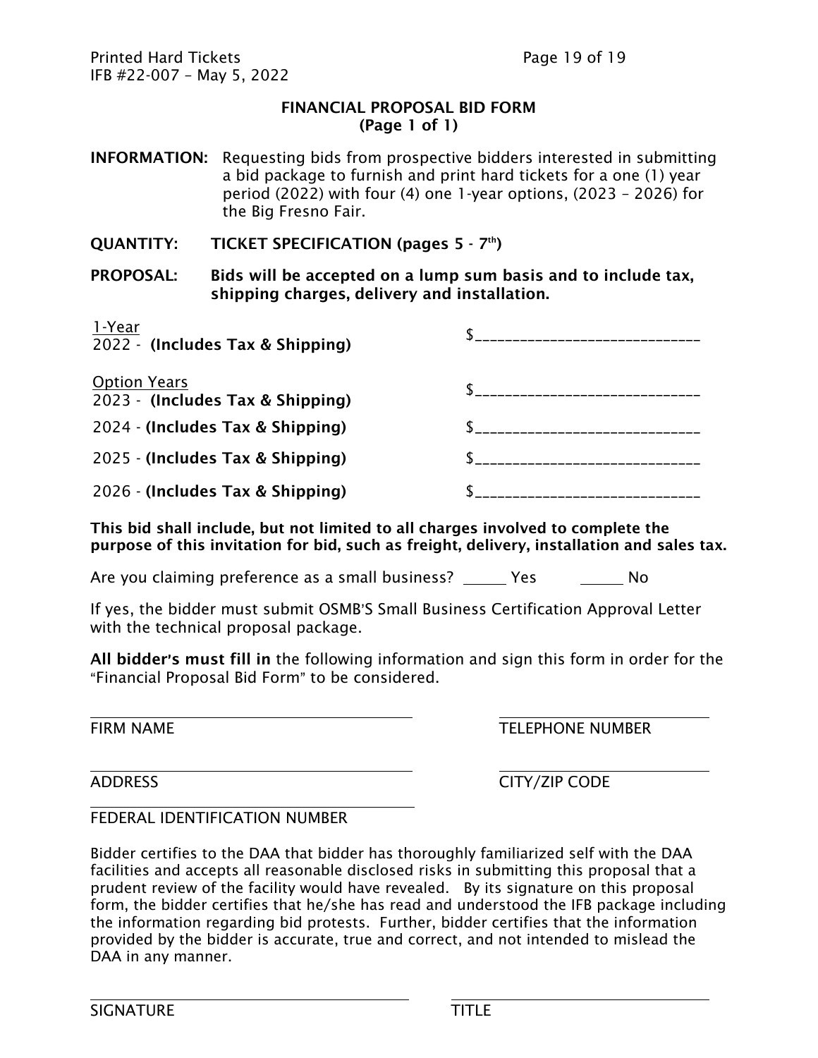## FINANCIAL PROPOSAL BID FORM
**(Page 1 of 1)**

**INFORMATION:** Requesting bids from prospective bidders interested in submitting a bid package to furnish and print hard tickets for a one (1) year period (2022) with four (4) one 1-year options, (2023 – 2026) for the Big Fresno Fair.

**QUANTITY: TICKET SPECIFICATION (pages 5 - 7th)**

**PROPOSAL: Bids will be accepted on a lump sum basis and to include tax, shipping charges, delivery and installation.**

| | |
|---|---|
| 1-Year<br>2022 - **(Includes Tax & Shipping)** | $______________________________ |
| Option Years<br>2023 - **(Includes Tax & Shipping)** | $______________________________ |
| 2024 - **(Includes Tax & Shipping)** | $______________________________ |
| 2025 - **(Includes Tax & Shipping)** | $______________________________ |
| 2026 - **(Includes Tax & Shipping)** | $______________________________ |

**This bid shall include, but not limited to all charges involved to complete the purpose of this invitation for bid, such as freight, delivery, installation and sales tax.**

Are you claiming preference as a small business? ______ Yes ______ No

If yes, the bidder must submit OSMB'S Small Business Certification Approval Letter with the technical proposal package.

**All bidder's must fill in** the following information and sign this form in order for the "Financial Proposal Bid Form" to be considered.

________________________________________ ________________________
FIRM NAME TELEPHONE NUMBER

________________________________________ ________________________
ADDRESS CITY/ZIP CODE

________________________________________
FEDERAL IDENTIFICATION NUMBER

Bidder certifies to the DAA that bidder has thoroughly familiarized self with the DAA facilities and accepts all reasonable disclosed risks in submitting this proposal that a prudent review of the facility would have revealed. By its signature on this proposal form, the bidder certifies that he/she has read and understood the IFB package including the information regarding bid protests. Further, bidder certifies that the information provided by the bidder is accurate, true and correct, and not intended to mislead the DAA in any manner.

________________________________________ ________________________________
SIGNATURE TITLE